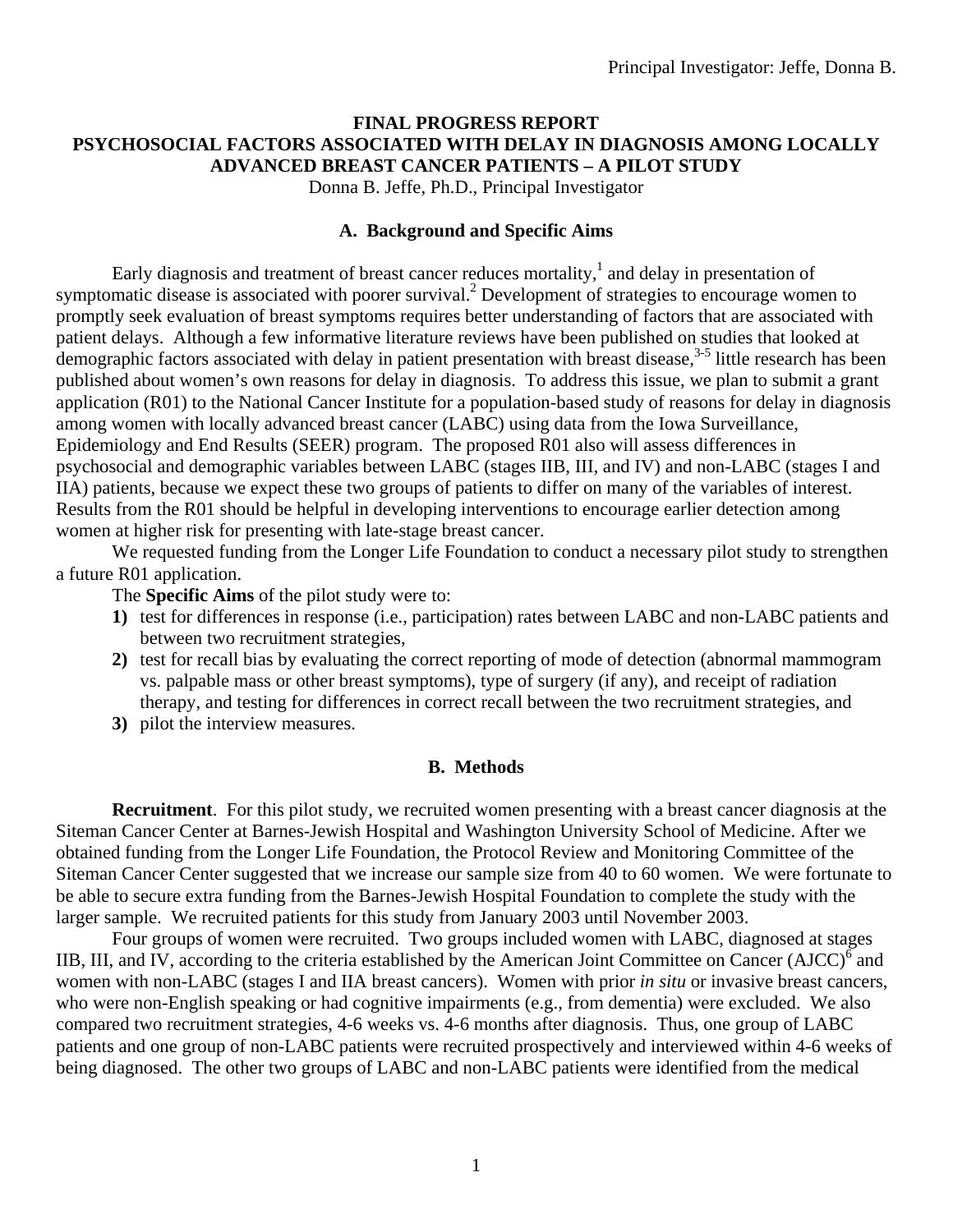# FINAL PROGRESS REPORT
# PSYCHOSOCIAL FACTORS ASSOCIATED WITH DELAY IN DIAGNOSIS AMONG LOCALLY ADVANCED BREAST CANCER PATIENTS – A PILOT STUDY

Donna B. Jeffe, Ph.D., Principal Investigator

## A. Background and Specific Aims

Early diagnosis and treatment of breast cancer reduces mortality,[1] and delay in presentation of symptomatic disease is associated with poorer survival.[2] Development of strategies to encourage women to promptly seek evaluation of breast symptoms requires better understanding of factors that are associated with patient delays. Although a few informative literature reviews have been published on studies that looked at demographic factors associated with delay in patient presentation with breast disease,[3-5] little research has been published about women's own reasons for delay in diagnosis. To address this issue, we plan to submit a grant application (R01) to the National Cancer Institute for a population-based study of reasons for delay in diagnosis among women with locally advanced breast cancer (LABC) using data from the Iowa Surveillance, Epidemiology and End Results (SEER) program. The proposed R01 also will assess differences in psychosocial and demographic variables between LABC (stages IIB, III, and IV) and non-LABC (stages I and IIA) patients, because we expect these two groups of patients to differ on many of the variables of interest. Results from the R01 should be helpful in developing interventions to encourage earlier detection among women at higher risk for presenting with late-stage breast cancer.

We requested funding from the Longer Life Foundation to conduct a necessary pilot study to strengthen a future R01 application.

The **Specific Aims** of the pilot study were to:

1) test for differences in response (i.e., participation) rates between LABC and non-LABC patients and between two recruitment strategies,
2) test for recall bias by evaluating the correct reporting of mode of detection (abnormal mammogram vs. palpable mass or other breast symptoms), type of surgery (if any), and receipt of radiation therapy, and testing for differences in correct recall between the two recruitment strategies, and
3) pilot the interview measures.

## B. Methods

**Recruitment**. For this pilot study, we recruited women presenting with a breast cancer diagnosis at the Siteman Cancer Center at Barnes-Jewish Hospital and Washington University School of Medicine. After we obtained funding from the Longer Life Foundation, the Protocol Review and Monitoring Committee of the Siteman Cancer Center suggested that we increase our sample size from 40 to 60 women. We were fortunate to be able to secure extra funding from the Barnes-Jewish Hospital Foundation to complete the study with the larger sample. We recruited patients for this study from January 2003 until November 2003.

Four groups of women were recruited. Two groups included women with LABC, diagnosed at stages IIB, III, and IV, according to the criteria established by the American Joint Committee on Cancer (AJCC)[6] and women with non-LABC (stages I and IIA breast cancers). Women with prior *in situ* or invasive breast cancers, who were non-English speaking or had cognitive impairments (e.g., from dementia) were excluded. We also compared two recruitment strategies, 4-6 weeks vs. 4-6 months after diagnosis. Thus, one group of LABC patients and one group of non-LABC patients were recruited prospectively and interviewed within 4-6 weeks of being diagnosed. The other two groups of LABC and non-LABC patients were identified from the medical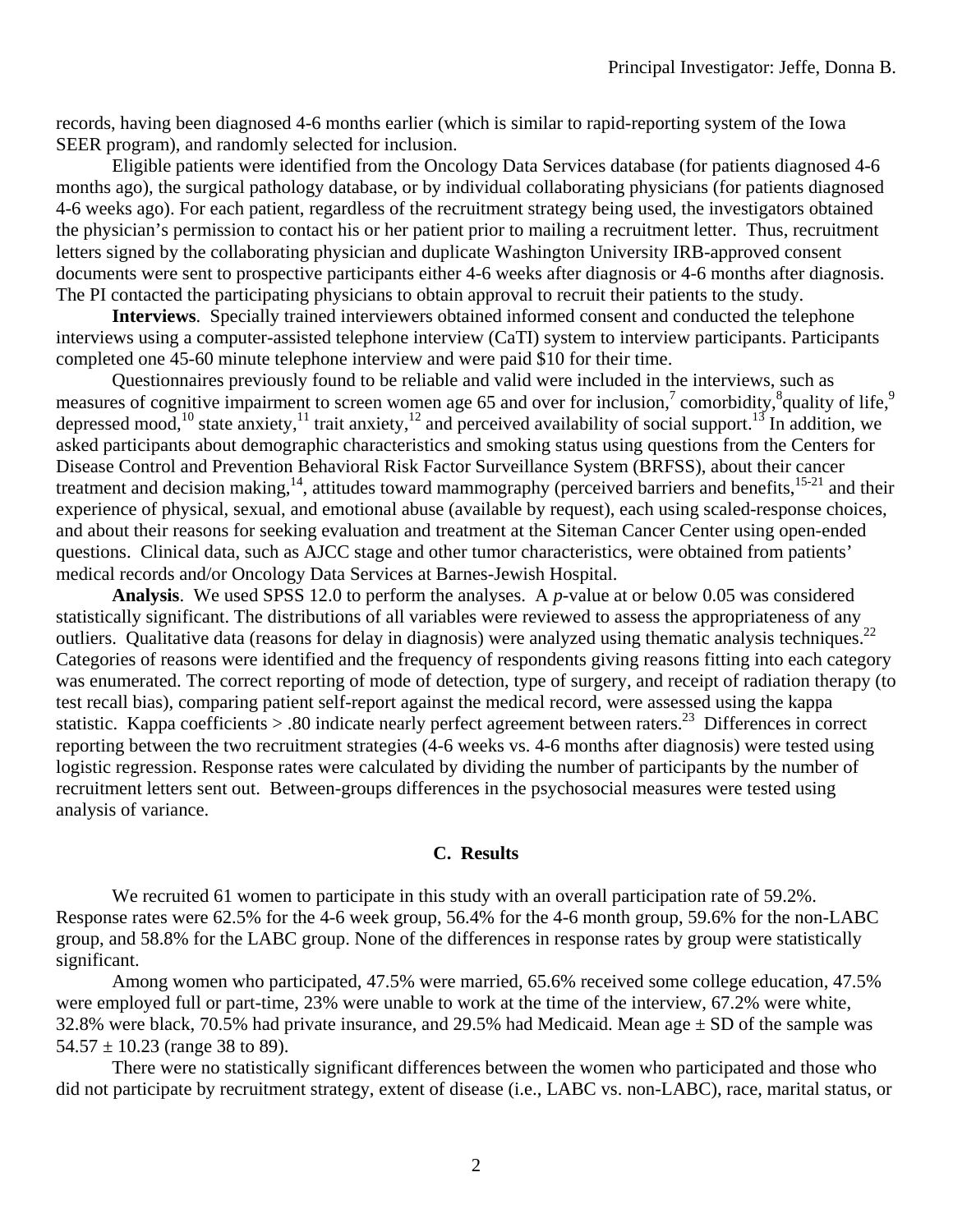records, having been diagnosed 4-6 months earlier (which is similar to rapid-reporting system of the Iowa SEER program), and randomly selected for inclusion.

Eligible patients were identified from the Oncology Data Services database (for patients diagnosed 4-6 months ago), the surgical pathology database, or by individual collaborating physicians (for patients diagnosed 4-6 weeks ago). For each patient, regardless of the recruitment strategy being used, the investigators obtained the physician's permission to contact his or her patient prior to mailing a recruitment letter. Thus, recruitment letters signed by the collaborating physician and duplicate Washington University IRB-approved consent documents were sent to prospective participants either 4-6 weeks after diagnosis or 4-6 months after diagnosis. The PI contacted the participating physicians to obtain approval to recruit their patients to the study.

**Interviews**. Specially trained interviewers obtained informed consent and conducted the telephone interviews using a computer-assisted telephone interview (CaTI) system to interview participants. Participants completed one 45-60 minute telephone interview and were paid $10 for their time.

Questionnaires previously found to be reliable and valid were included in the interviews, such as measures of cognitive impairment to screen women age 65 and over for inclusion,[7] comorbidity,[8] quality of life,[9] depressed mood,[10] state anxiety,[11] trait anxiety,[12] and perceived availability of social support.[13] In addition, we asked participants about demographic characteristics and smoking status using questions from the Centers for Disease Control and Prevention Behavioral Risk Factor Surveillance System (BRFSS), about their cancer treatment and decision making,[14], attitudes toward mammography (perceived barriers and benefits,[15-21] and their experience of physical, sexual, and emotional abuse (available by request), each using scaled-response choices, and about their reasons for seeking evaluation and treatment at the Siteman Cancer Center using open-ended questions. Clinical data, such as AJCC stage and other tumor characteristics, were obtained from patients' medical records and/or Oncology Data Services at Barnes-Jewish Hospital.

**Analysis**. We used SPSS 12.0 to perform the analyses. A *p*-value at or below 0.05 was considered statistically significant. The distributions of all variables were reviewed to assess the appropriateness of any outliers. Qualitative data (reasons for delay in diagnosis) were analyzed using thematic analysis techniques.[22] Categories of reasons were identified and the frequency of respondents giving reasons fitting into each category was enumerated. The correct reporting of mode of detection, type of surgery, and receipt of radiation therapy (to test recall bias), comparing patient self-report against the medical record, were assessed using the kappa statistic. Kappa coefficients > .80 indicate nearly perfect agreement between raters.[23] Differences in correct reporting between the two recruitment strategies (4-6 weeks vs. 4-6 months after diagnosis) were tested using logistic regression. Response rates were calculated by dividing the number of participants by the number of recruitment letters sent out. Between-groups differences in the psychosocial measures were tested using analysis of variance.

## C. Results

We recruited 61 women to participate in this study with an overall participation rate of 59.2%. Response rates were 62.5% for the 4-6 week group, 56.4% for the 4-6 month group, 59.6% for the non-LABC group, and 58.8% for the LABC group. None of the differences in response rates by group were statistically significant.

Among women who participated, 47.5% were married, 65.6% received some college education, 47.5% were employed full or part-time, 23% were unable to work at the time of the interview, 67.2% were white, 32.8% were black, 70.5% had private insurance, and 29.5% had Medicaid. Mean age ± SD of the sample was 54.57 ± 10.23 (range 38 to 89).

There were no statistically significant differences between the women who participated and those who did not participate by recruitment strategy, extent of disease (i.e., LABC vs. non-LABC), race, marital status, or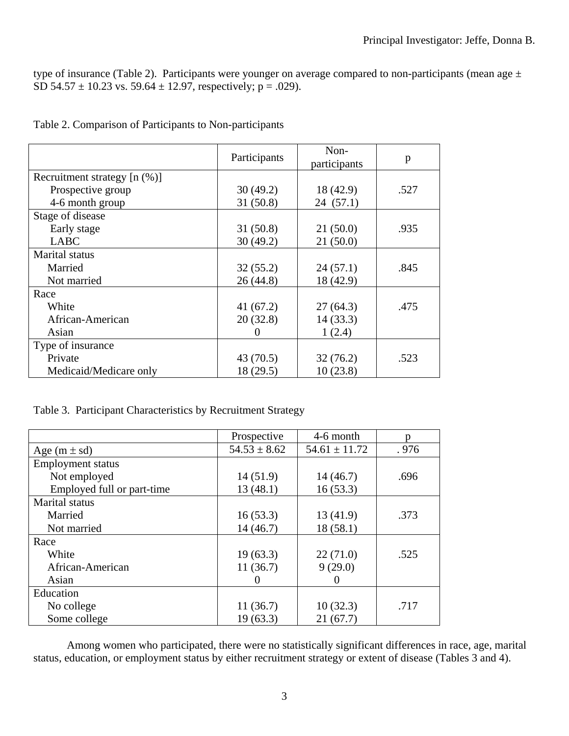type of insurance (Table 2). Participants were younger on average compared to non-participants (mean age ± SD 54.57 ± 10.23 vs. 59.64 ± 12.97, respectively; p = .029).

Table 2. Comparison of Participants to Non-participants

| | Participants | Non-participants | p |
|---|---|---|---|
| Recruitment strategy [n (%)] | | | |
| Prospective group | 30 (49.2) | 18 (42.9) | .527 |
| 4-6 month group | 31 (50.8) | 24 (57.1) | |
| Stage of disease | | | |
| Early stage | 31 (50.8) | 21 (50.0) | .935 |
| LABC | 30 (49.2) | 21 (50.0) | |
| Marital status | | | |
| Married | 32 (55.2) | 24 (57.1) | .845 |
| Not married | 26 (44.8) | 18 (42.9) | |
| Race | | | |
| White | 41 (67.2) | 27 (64.3) | .475 |
| African-American | 20 (32.8) | 14 (33.3) | |
| Asian | 0 | 1 (2.4) | |
| Type of insurance | | | |
| Private | 43 (70.5) | 32 (76.2) | .523 |
| Medicaid/Medicare only | 18 (29.5) | 10 (23.8) | |

Table 3. Participant Characteristics by Recruitment Strategy

| | Prospective | 4-6 month | p |
|---|---|---|---|
| Age (m ± sd) | 54.53 ± 8.62 | 54.61 ± 11.72 | . 976 |
| Employment status | | | |
| Not employed | 14 (51.9) | 14 (46.7) | .696 |
| Employed full or part-time | 13 (48.1) | 16 (53.3) | |
| Marital status | | | |
| Married | 16 (53.3) | 13 (41.9) | .373 |
| Not married | 14 (46.7) | 18 (58.1) | |
| Race | | | |
| White | 19 (63.3) | 22 (71.0) | .525 |
| African-American | 11 (36.7) | 9 (29.0) | |
| Asian | 0 | 0 | |
| Education | | | |
| No college | 11 (36.7) | 10 (32.3) | .717 |
| Some college | 19 (63.3) | 21 (67.7) | |

Among women who participated, there were no statistically significant differences in race, age, marital status, education, or employment status by either recruitment strategy or extent of disease (Tables 3 and 4).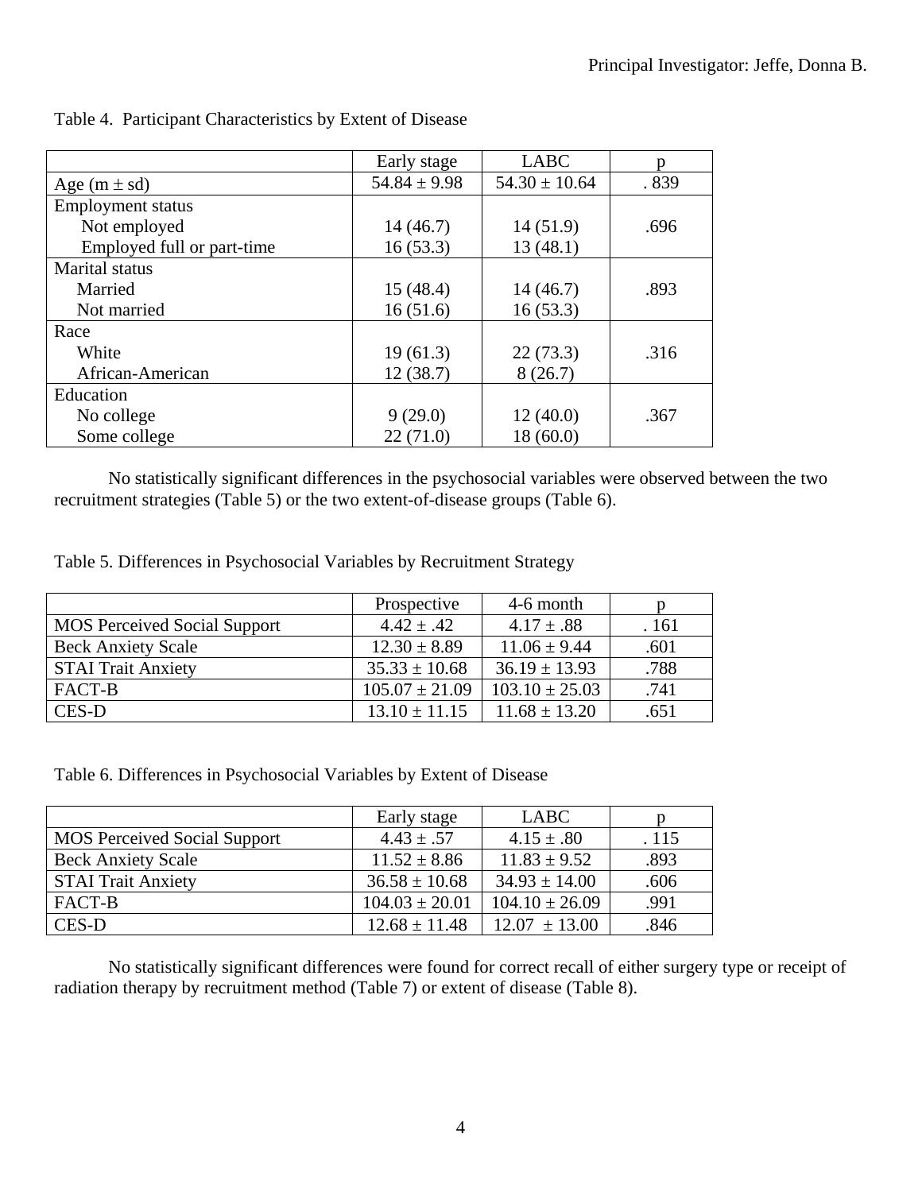Table 4. Participant Characteristics by Extent of Disease

| | Early stage | LABC | p |
|---|---|---|---|
| Age (m ± sd) | 54.84 ± 9.98 | 54.30 ± 10.64 | . 839 |
| Employment status | | | |
| Not employed | 14 (46.7) | 14 (51.9) | .696 |
| Employed full or part-time | 16 (53.3) | 13 (48.1) | |
| Marital status | | | |
| Married | 15 (48.4) | 14 (46.7) | .893 |
| Not married | 16 (51.6) | 16 (53.3) | |
| Race | | | |
| White | 19 (61.3) | 22 (73.3) | .316 |
| African-American | 12 (38.7) | 8 (26.7) | |
| Education | | | |
| No college | 9 (29.0) | 12 (40.0) | .367 |
| Some college | 22 (71.0) | 18 (60.0) | |

No statistically significant differences in the psychosocial variables were observed between the two recruitment strategies (Table 5) or the two extent-of-disease groups (Table 6).

Table 5. Differences in Psychosocial Variables by Recruitment Strategy

| | Prospective | 4-6 month | p |
|---|---|---|---|
| MOS Perceived Social Support | 4.42 ± .42 | 4.17 ± .88 | . 161 |
| Beck Anxiety Scale | 12.30 ± 8.89 | 11.06 ± 9.44 | .601 |
| STAI Trait Anxiety | 35.33 ± 10.68 | 36.19 ± 13.93 | .788 |
| FACT-B | 105.07 ± 21.09 | 103.10 ± 25.03 | .741 |
| CES-D | 13.10 ± 11.15 | 11.68 ± 13.20 | .651 |

Table 6. Differences in Psychosocial Variables by Extent of Disease

| | Early stage | LABC | p |
|---|---|---|---|
| MOS Perceived Social Support | 4.43 ± .57 | 4.15 ± .80 | . 115 |
| Beck Anxiety Scale | 11.52 ± 8.86 | 11.83 ± 9.52 | .893 |
| STAI Trait Anxiety | 36.58 ± 10.68 | 34.93 ± 14.00 | .606 |
| FACT-B | 104.03 ± 20.01 | 104.10 ± 26.09 | .991 |
| CES-D | 12.68 ± 11.48 | 12.07 ± 13.00 | .846 |

No statistically significant differences were found for correct recall of either surgery type or receipt of radiation therapy by recruitment method (Table 7) or extent of disease (Table 8).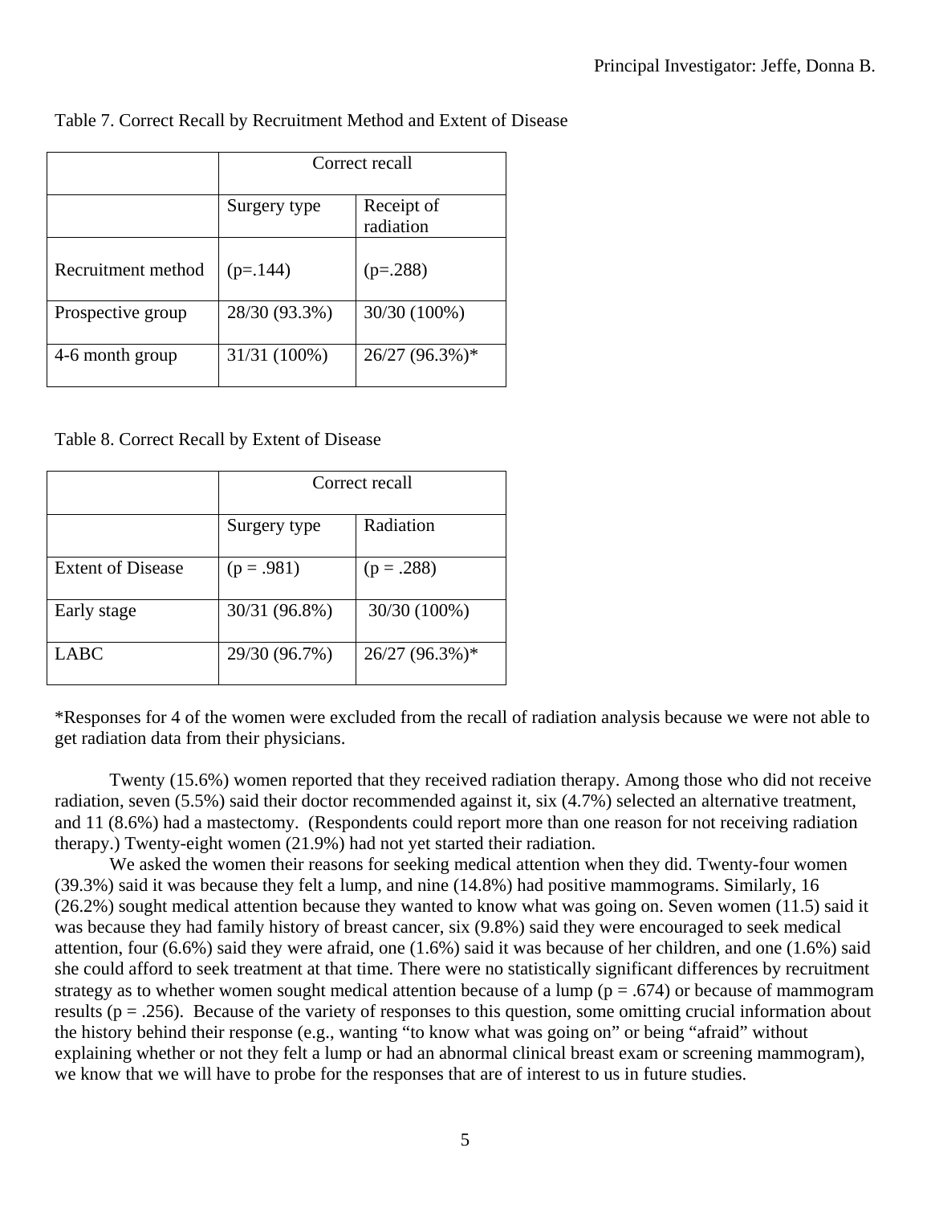Table 7. Correct Recall by Recruitment Method and Extent of Disease

| | Correct recall | |
|---|---|---|
| | Surgery type | Receipt of radiation |
| Recruitment method | (p=.144) | (p=.288) |
| Prospective group | 28/30 (93.3%) | 30/30 (100%) |
| 4-6 month group | 31/31 (100%) | 26/27 (96.3%)* |

Table 8. Correct Recall by Extent of Disease

| | Correct recall | |
|---|---|---|
| | Surgery type | Radiation |
| Extent of Disease | (p = .981) | (p = .288) |
| Early stage | 30/31 (96.8%) | 30/30 (100%) |
| LABC | 29/30 (96.7%) | 26/27 (96.3%)* |

*Responses for 4 of the women were excluded from the recall of radiation analysis because we were not able to get radiation data from their physicians.

Twenty (15.6%) women reported that they received radiation therapy. Among those who did not receive radiation, seven (5.5%) said their doctor recommended against it, six (4.7%) selected an alternative treatment, and 11 (8.6%) had a mastectomy. (Respondents could report more than one reason for not receiving radiation therapy.) Twenty-eight women (21.9%) had not yet started their radiation.

We asked the women their reasons for seeking medical attention when they did. Twenty-four women (39.3%) said it was because they felt a lump, and nine (14.8%) had positive mammograms. Similarly, 16 (26.2%) sought medical attention because they wanted to know what was going on. Seven women (11.5) said it was because they had family history of breast cancer, six (9.8%) said they were encouraged to seek medical attention, four (6.6%) said they were afraid, one (1.6%) said it was because of her children, and one (1.6%) said she could afford to seek treatment at that time. There were no statistically significant differences by recruitment strategy as to whether women sought medical attention because of a lump ($p = .674$) or because of mammogram results ($p = .256$). Because of the variety of responses to this question, some omitting crucial information about the history behind their response (e.g., wanting "to know what was going on" or being "afraid" without explaining whether or not they felt a lump or had an abnormal clinical breast exam or screening mammogram), we know that we will have to probe for the responses that are of interest to us in future studies.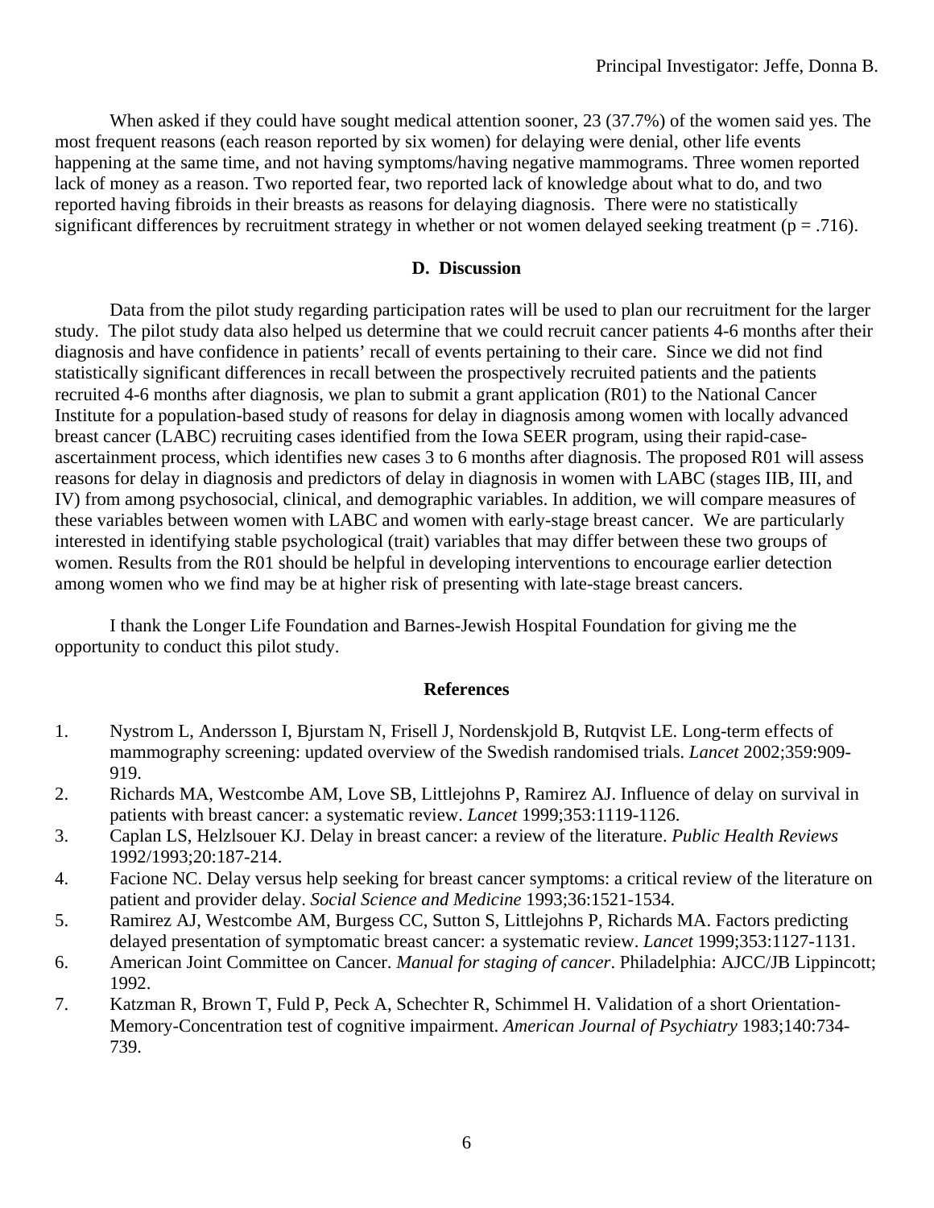When asked if they could have sought medical attention sooner, 23 (37.7%) of the women said yes. The most frequent reasons (each reason reported by six women) for delaying were denial, other life events happening at the same time, and not having symptoms/having negative mammograms. Three women reported lack of money as a reason. Two reported fear, two reported lack of knowledge about what to do, and two reported having fibroids in their breasts as reasons for delaying diagnosis. There were no statistically significant differences by recruitment strategy in whether or not women delayed seeking treatment ($p = .716$).

## D. Discussion

Data from the pilot study regarding participation rates will be used to plan our recruitment for the larger study. The pilot study data also helped us determine that we could recruit cancer patients 4-6 months after their diagnosis and have confidence in patients' recall of events pertaining to their care. Since we did not find statistically significant differences in recall between the prospectively recruited patients and the patients recruited 4-6 months after diagnosis, we plan to submit a grant application (R01) to the National Cancer Institute for a population-based study of reasons for delay in diagnosis among women with locally advanced breast cancer (LABC) recruiting cases identified from the Iowa SEER program, using their rapid-case-ascertainment process, which identifies new cases 3 to 6 months after diagnosis. The proposed R01 will assess reasons for delay in diagnosis and predictors of delay in diagnosis in women with LABC (stages IIB, III, and IV) from among psychosocial, clinical, and demographic variables. In addition, we will compare measures of these variables between women with LABC and women with early-stage breast cancer. We are particularly interested in identifying stable psychological (trait) variables that may differ between these two groups of women. Results from the R01 should be helpful in developing interventions to encourage earlier detection among women who we find may be at higher risk of presenting with late-stage breast cancers.

I thank the Longer Life Foundation and Barnes-Jewish Hospital Foundation for giving me the opportunity to conduct this pilot study.

## References

1. Nystrom L, Andersson I, Bjurstam N, Frisell J, Nordenskjold B, Rutqvist LE. Long-term effects of mammography screening: updated overview of the Swedish randomised trials. *Lancet* 2002;359:909-919.
2. Richards MA, Westcombe AM, Love SB, Littlejohns P, Ramirez AJ. Influence of delay on survival in patients with breast cancer: a systematic review. *Lancet* 1999;353:1119-1126.
3. Caplan LS, Helzlsouer KJ. Delay in breast cancer: a review of the literature. *Public Health Reviews* 1992/1993;20:187-214.
4. Facione NC. Delay versus help seeking for breast cancer symptoms: a critical review of the literature on patient and provider delay. *Social Science and Medicine* 1993;36:1521-1534.
5. Ramirez AJ, Westcombe AM, Burgess CC, Sutton S, Littlejohns P, Richards MA. Factors predicting delayed presentation of symptomatic breast cancer: a systematic review. *Lancet* 1999;353:1127-1131.
6. American Joint Committee on Cancer. *Manual for staging of cancer*. Philadelphia: AJCC/JB Lippincott; 1992.
7. Katzman R, Brown T, Fuld P, Peck A, Schechter R, Schimmel H. Validation of a short Orientation-Memory-Concentration test of cognitive impairment. *American Journal of Psychiatry* 1983;140:734-739.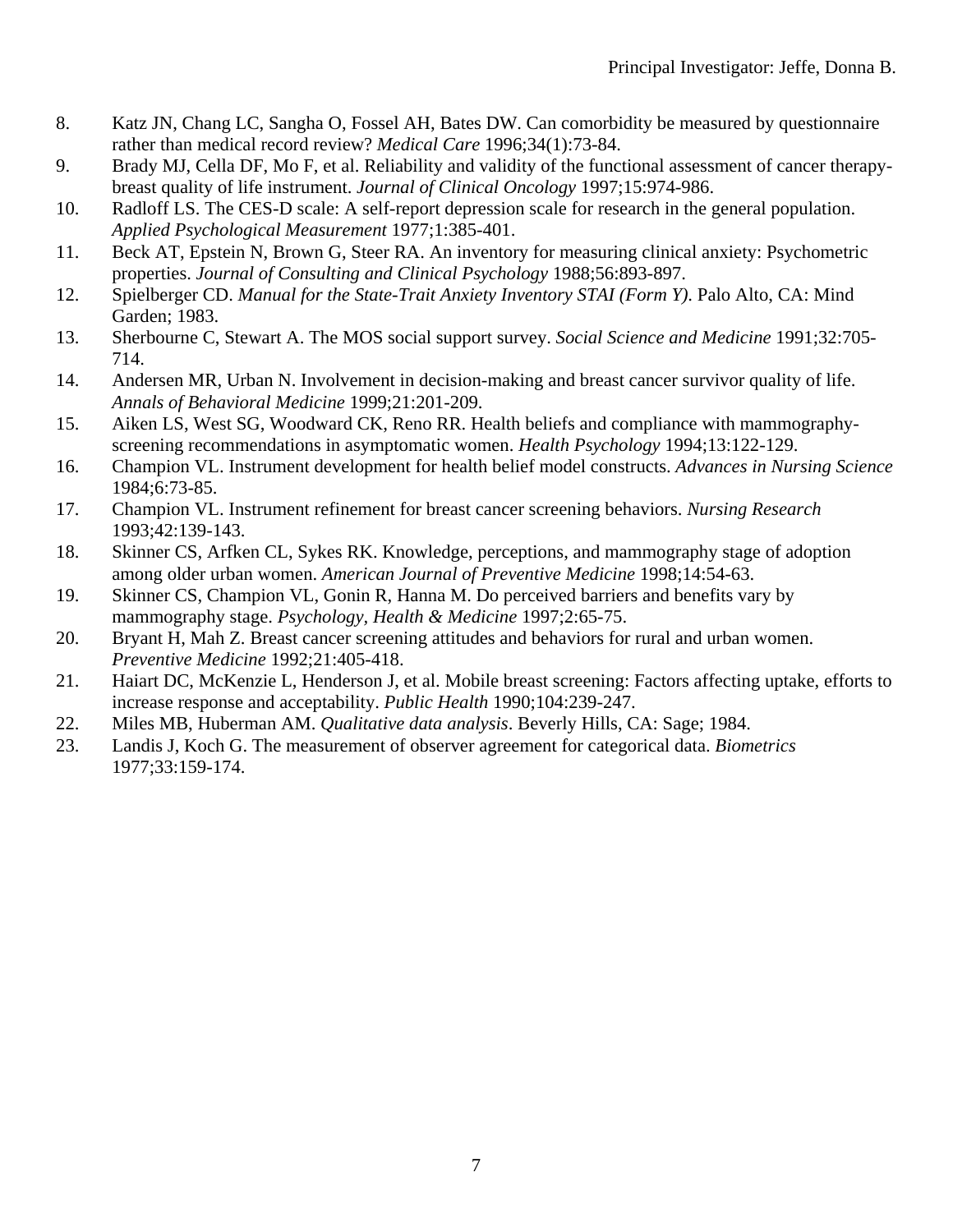8. Katz JN, Chang LC, Sangha O, Fossel AH, Bates DW. Can comorbidity be measured by questionnaire rather than medical record review? *Medical Care* 1996;34(1):73-84.
9. Brady MJ, Cella DF, Mo F, et al. Reliability and validity of the functional assessment of cancer therapy-breast quality of life instrument. *Journal of Clinical Oncology* 1997;15:974-986.
10. Radloff LS. The CES-D scale: A self-report depression scale for research in the general population. *Applied Psychological Measurement* 1977;1:385-401.
11. Beck AT, Epstein N, Brown G, Steer RA. An inventory for measuring clinical anxiety: Psychometric properties. *Journal of Consulting and Clinical Psychology* 1988;56:893-897.
12. Spielberger CD. *Manual for the State-Trait Anxiety Inventory STAI (Form Y)*. Palo Alto, CA: Mind Garden; 1983.
13. Sherbourne C, Stewart A. The MOS social support survey. *Social Science and Medicine* 1991;32:705-714.
14. Andersen MR, Urban N. Involvement in decision-making and breast cancer survivor quality of life. *Annals of Behavioral Medicine* 1999;21:201-209.
15. Aiken LS, West SG, Woodward CK, Reno RR. Health beliefs and compliance with mammography-screening recommendations in asymptomatic women. *Health Psychology* 1994;13:122-129.
16. Champion VL. Instrument development for health belief model constructs. *Advances in Nursing Science* 1984;6:73-85.
17. Champion VL. Instrument refinement for breast cancer screening behaviors. *Nursing Research* 1993;42:139-143.
18. Skinner CS, Arfken CL, Sykes RK. Knowledge, perceptions, and mammography stage of adoption among older urban women. *American Journal of Preventive Medicine* 1998;14:54-63.
19. Skinner CS, Champion VL, Gonin R, Hanna M. Do perceived barriers and benefits vary by mammography stage. *Psychology, Health & Medicine* 1997;2:65-75.
20. Bryant H, Mah Z. Breast cancer screening attitudes and behaviors for rural and urban women. *Preventive Medicine* 1992;21:405-418.
21. Haiart DC, McKenzie L, Henderson J, et al. Mobile breast screening: Factors affecting uptake, efforts to increase response and acceptability. *Public Health* 1990;104:239-247.
22. Miles MB, Huberman AM. *Qualitative data analysis*. Beverly Hills, CA: Sage; 1984.
23. Landis J, Koch G. The measurement of observer agreement for categorical data. *Biometrics* 1977;33:159-174.